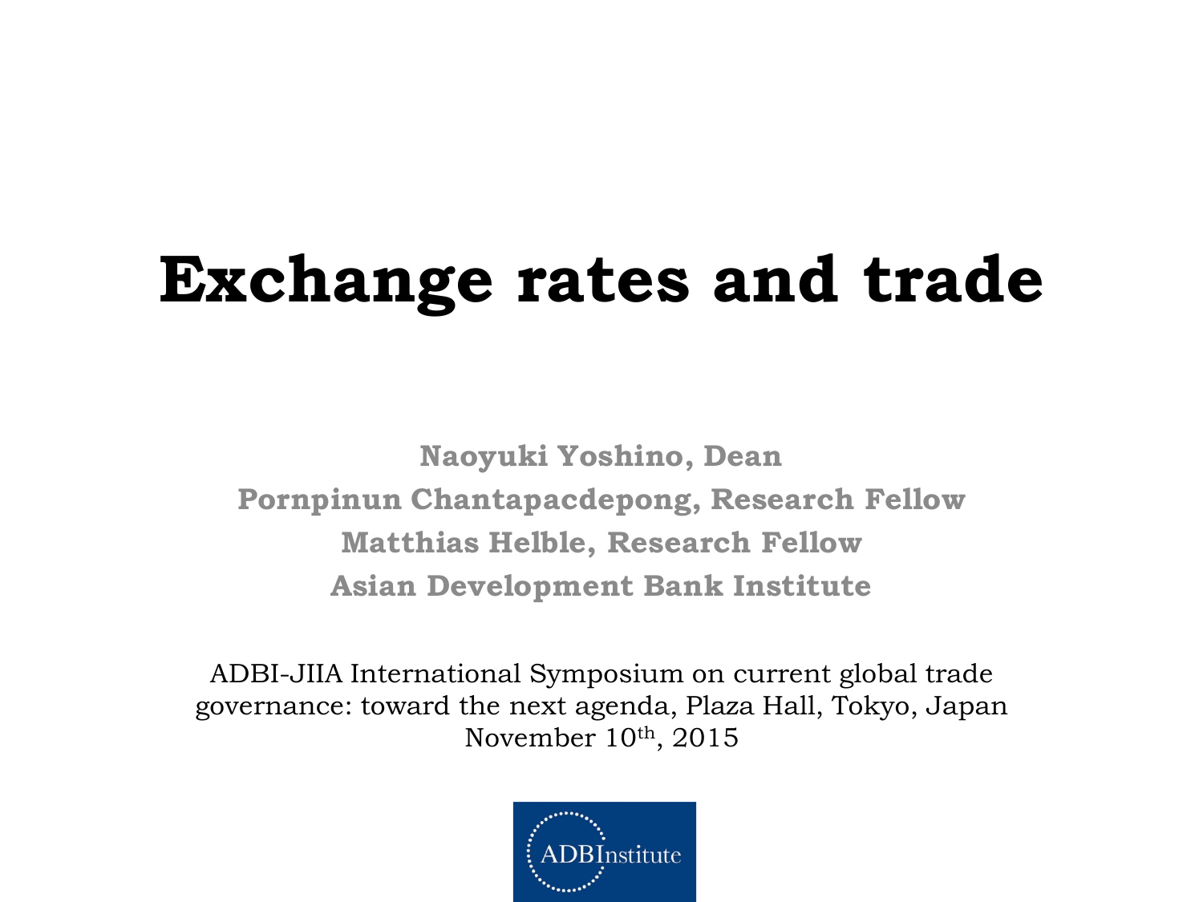# Exchange rates and trade

**Naoyuki Yoshino, Dean**

**Pornpinun Chantapacdepong, Research Fellow**

**Matthias Helble, Research Fellow**

**Asian Development Bank Institute**

ADBI-JIIA International Symposium on current global trade governance: toward the next agenda, Plaza Hall, Tokyo, Japan

November 10th, 2015

ADBInstitute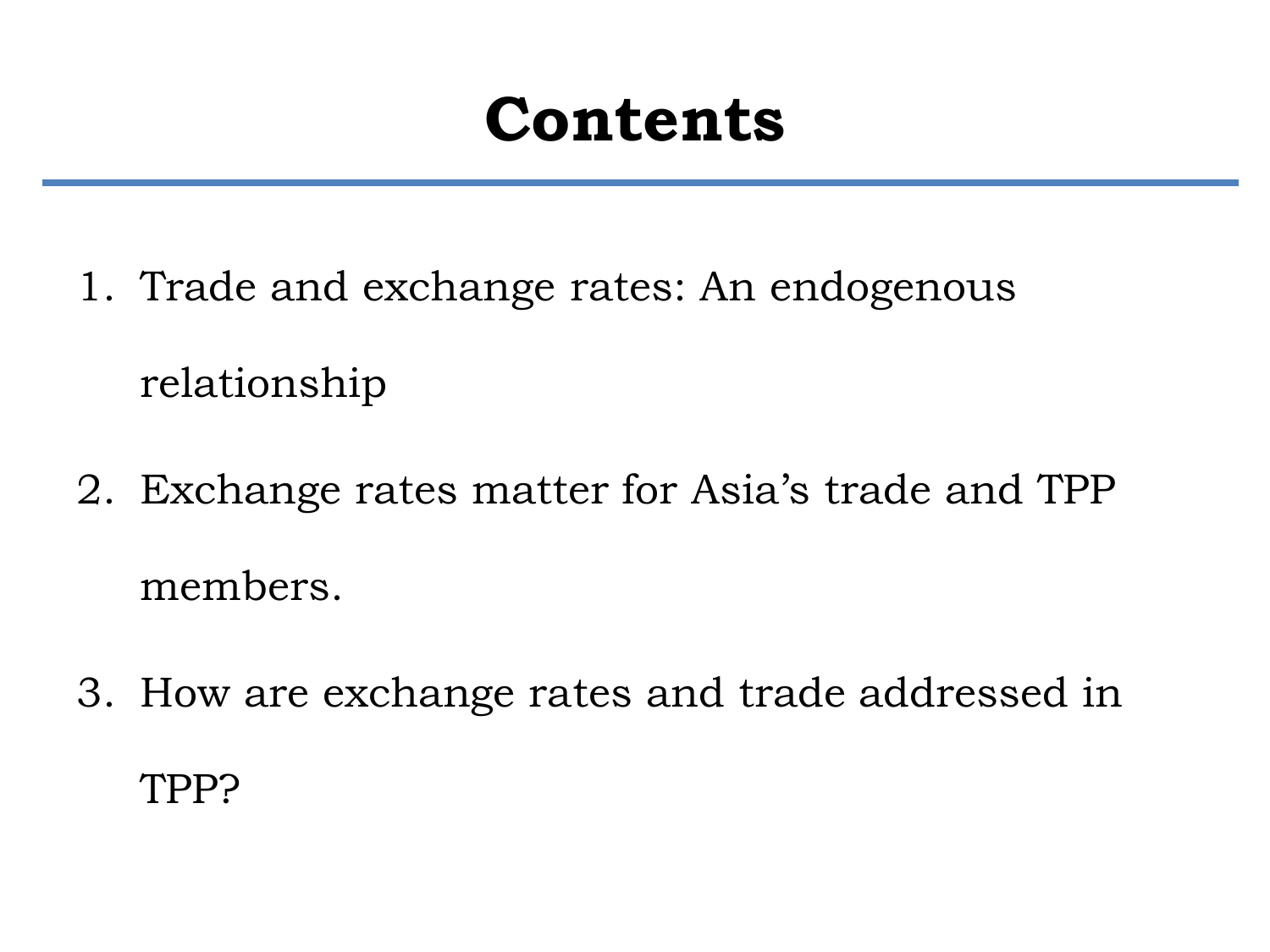# Contents

1. Trade and exchange rates: An endogenous relationship
2. Exchange rates matter for Asia's trade and TPP members.
3. How are exchange rates and trade addressed in TPP?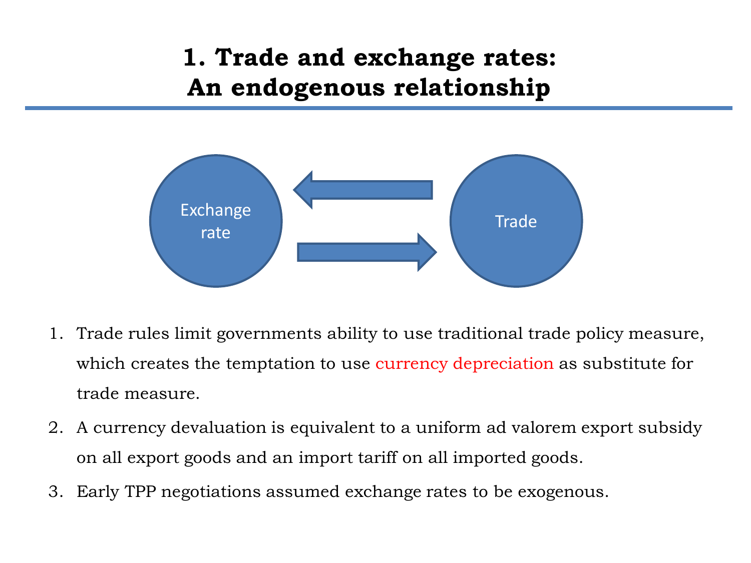# 1. Trade and exchange rates: An endogenous relationship

Exchange rate

Trade

1. Trade rules limit governments ability to use traditional trade policy measure, which creates the temptation to use currency depreciation as substitute for trade measure.
2. A currency devaluation is equivalent to a uniform ad valorem export subsidy on all export goods and an import tariff on all imported goods.
3. Early TPP negotiations assumed exchange rates to be exogenous.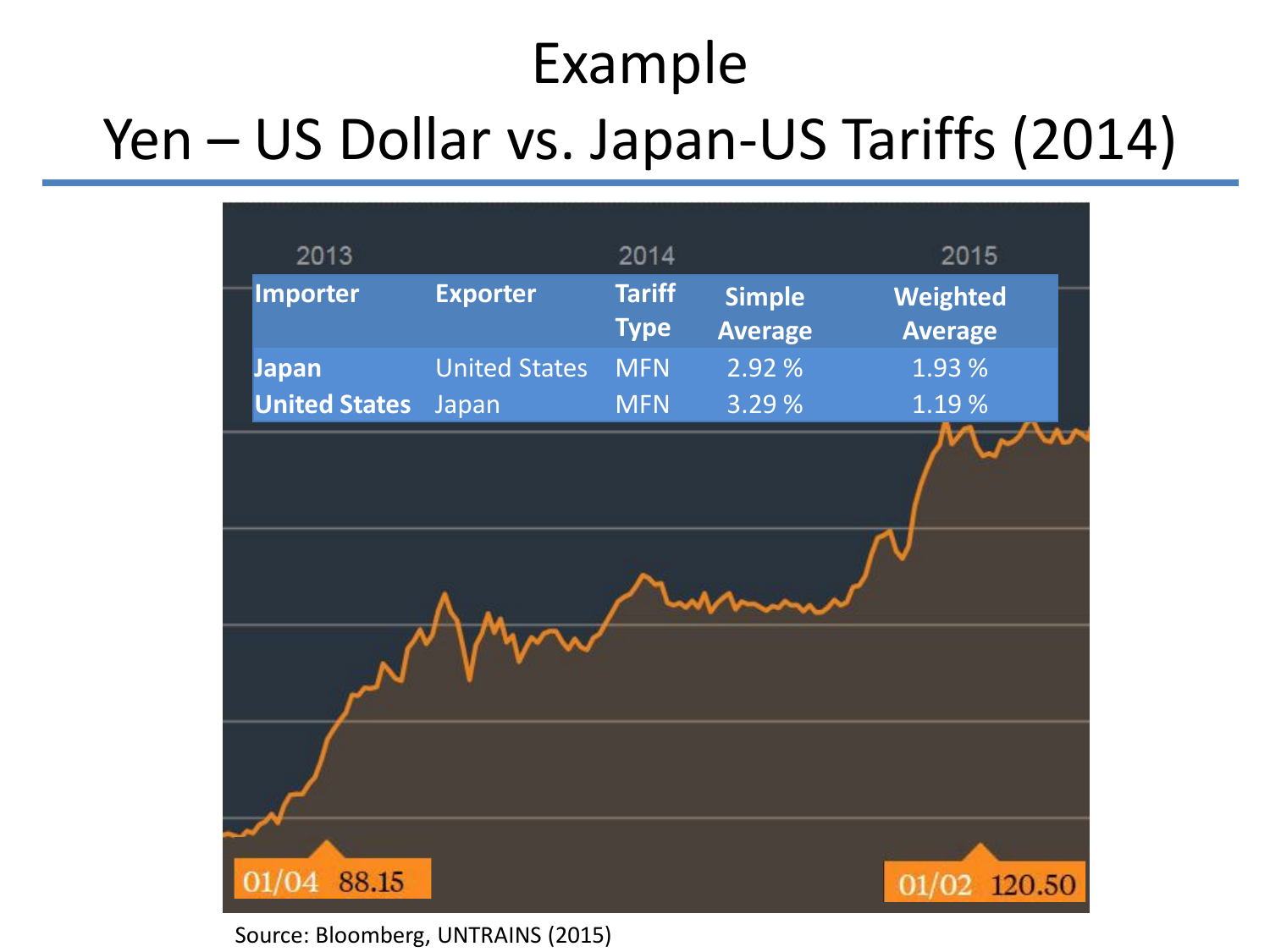# Example

## Yen – US Dollar vs. Japan-US Tariffs (2014)

2013 2014 2015

| Importer | Exporter | Tariff Type | Simple Average | Weighted Average |
|---|---|---|---|---|
| **Japan** | United States | MFN | 2.92 % | 1.93 % |
| **United States** | Japan | MFN | 3.29 % | 1.19 % |

01/04 88.15

01/02 120.50

Source: Bloomberg, UNTRAINS (2015)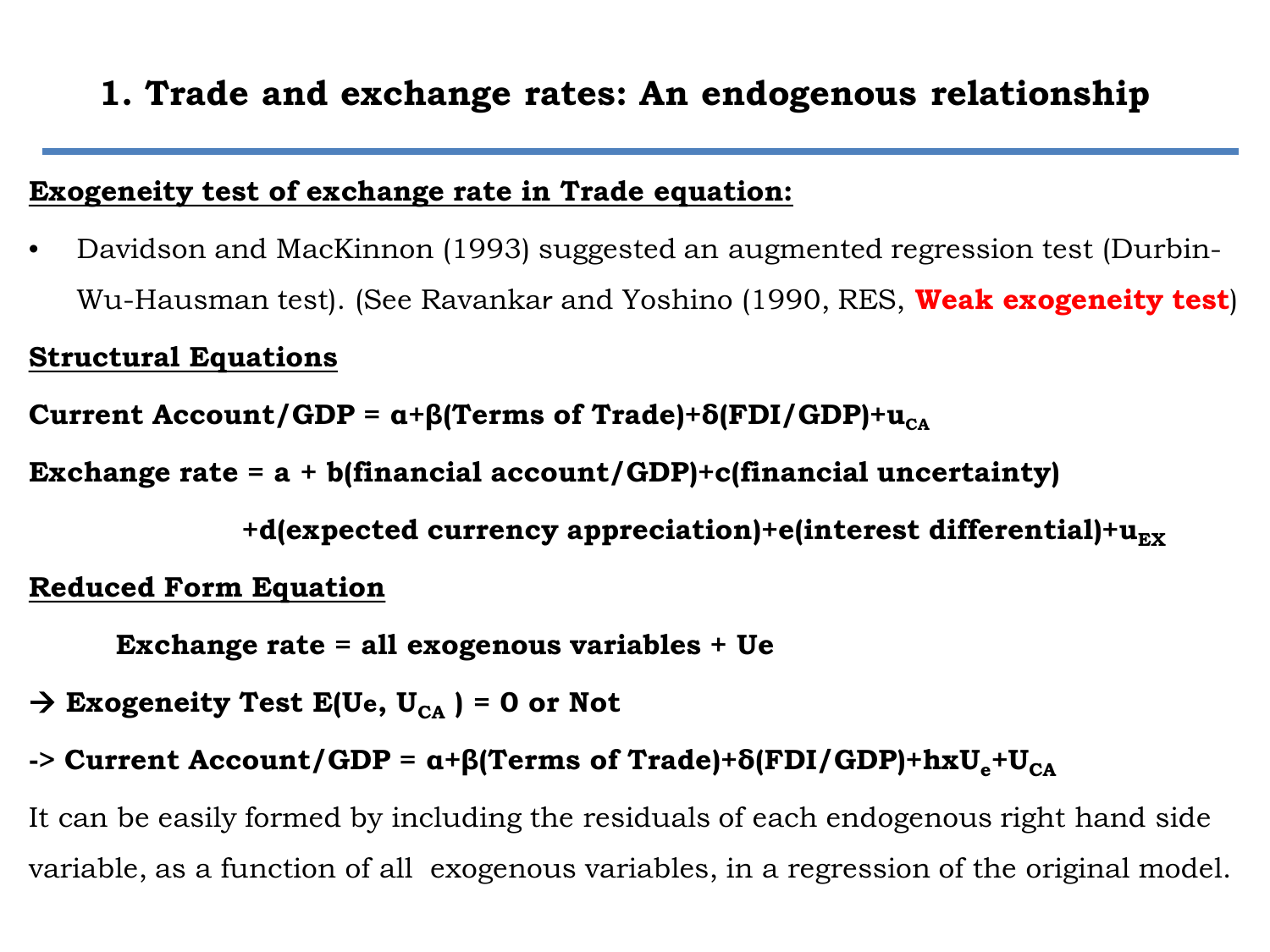# 1. Trade and exchange rates: An endogenous relationship

**Exogeneity test of exchange rate in Trade equation:**

- Davidson and MacKinnon (1993) suggested an augmented regression test (Durbin-Wu-Hausman test). (See Ravankar and Yoshino (1990, RES, **Weak exogeneity test**)

**Structural Equations**

**Current Account/GDP = α+β(Terms of Trade)+δ(FDI/GDP)+$u_{CA}$**

**Exchange rate = a + b(financial account/GDP)+c(financial uncertainty)**

**+d(expected currency appreciation)+e(interest differential)+$u_{EX}$**

**Reduced Form Equation**

**Exchange rate = all exogenous variables + Ue**

**→ Exogeneity Test E(Ue, $U_{CA}$ ) = 0 or Not**

**-> Current Account/GDP = α+β(Terms of Trade)+δ(FDI/GDP)+hx$U_e$+$U_{CA}$**

It can be easily formed by including the residuals of each endogenous right hand side variable, as a function of all exogenous variables, in a regression of the original model.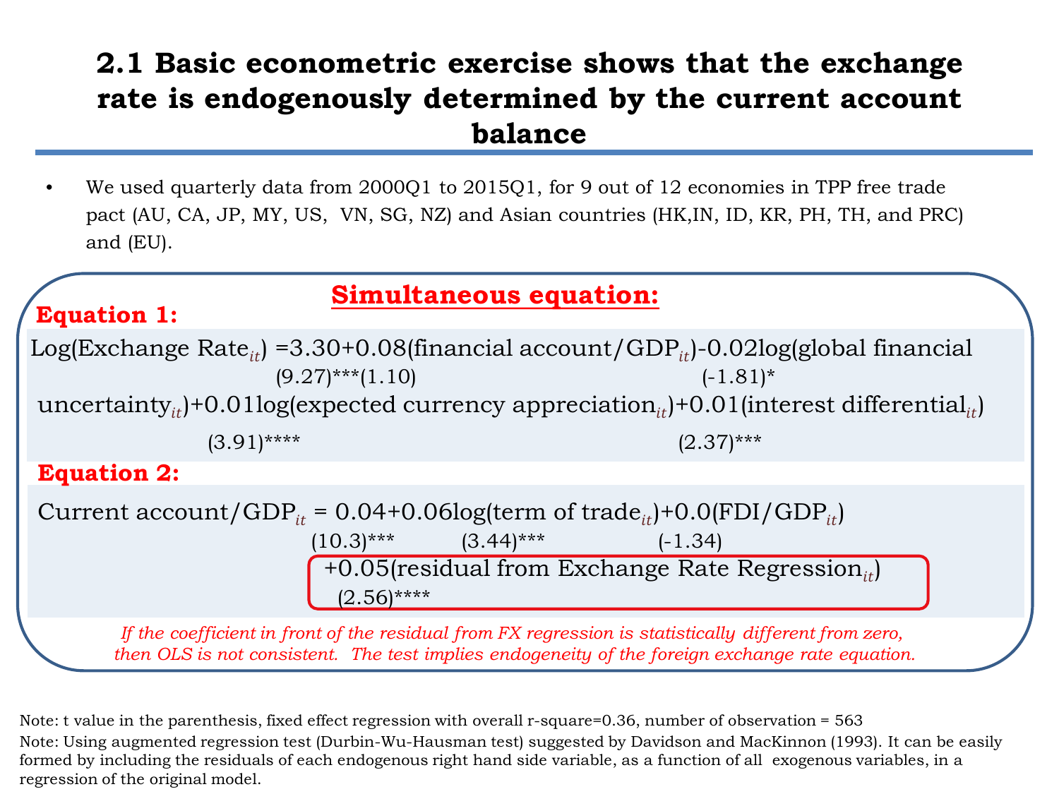# 2.1 Basic econometric exercise shows that the exchange rate is endogenously determined by the current account balance

- We used quarterly data from 2000Q1 to 2015Q1, for 9 out of 12 economies in TPP free trade pact (AU, CA, JP, MY, US, VN, SG, NZ) and Asian countries (HK,IN, ID, KR, PH, TH, and PRC) and (EU).

## Simultaneous equation:

**Equation 1:**

$$\text{Log(Exchange Rate}_{it}) = \underset{(9.27)^{***}}{3.30} + \underset{(1.10)}{0.08}(\text{financial account/GDP}_{it}) - \underset{(-1.81)^{*}}{0.02}\log(\text{global financial uncertainty}_{it}) + \underset{(3.91)^{****}}{0.01}\log(\text{expected currency appreciation}_{it}) + \underset{(2.37)^{***}}{0.01}(\text{interest differential}_{it})$$

**Equation 2:**

$$\text{Current account/GDP}_{it} = \underset{(10.3)^{***}}{0.04} + \underset{(3.44)^{***}}{0.06}\log(\text{term of trade}_{it}) + \underset{(-1.34)}{0.0}(\text{FDI/GDP}_{it}) + \underset{(2.56)^{****}}{0.05}(\text{residual from Exchange Rate Regression}_{it})$$

*If the coefficient in front of the residual from FX regression is statistically different from zero, then OLS is not consistent. The test implies endogeneity of the foreign exchange rate equation.*

Note: t value in the parenthesis, fixed effect regression with overall r-square=0.36, number of observation = 563

Note: Using augmented regression test (Durbin-Wu-Hausman test) suggested by Davidson and MacKinnon (1993). It can be easily formed by including the residuals of each endogenous right hand side variable, as a function of all exogenous variables, in a regression of the original model.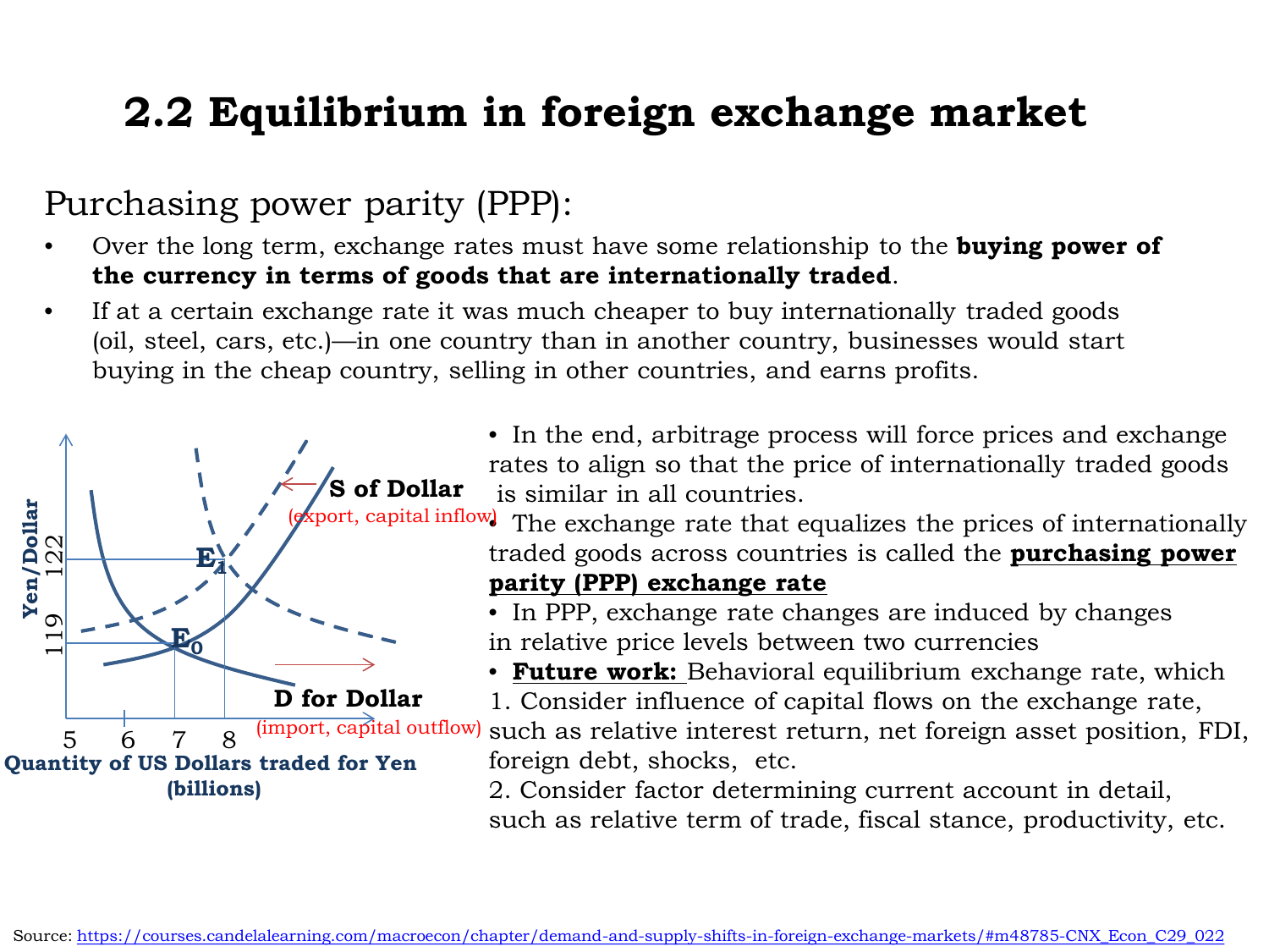# 2.2 Equilibrium in foreign exchange market

Purchasing power parity (PPP):

- Over the long term, exchange rates must have some relationship to the **buying power of the currency in terms of goods that are internationally traded**.
- If at a certain exchange rate it was much cheaper to buy internationally traded goods (oil, steel, cars, etc.)—in one country than in another country, businesses would start buying in the cheap country, selling in other countries, and earns profits.

Yen/Dollar

122

119

$E_1$

$E_0$

S of Dollar (export, capital inflow)

D for Dollar (import, capital outflow)

5 6 7 8

Quantity of US Dollars traded for Yen (billions)

- In the end, arbitrage process will force prices and exchange rates to align so that the price of internationally traded goods is similar in all countries.
- The exchange rate that equalizes the prices of internationally traded goods across countries is called the **purchasing power parity (PPP) exchange rate**
- In PPP, exchange rate changes are induced by changes in relative price levels between two currencies
- **Future work:** Behavioral equilibrium exchange rate, which
  1. Consider influence of capital flows on the exchange rate, such as relative interest return, net foreign asset position, FDI, foreign debt, shocks, etc.
  2. Consider factor determining current account in detail, such as relative term of trade, fiscal stance, productivity, etc.

Source: https://courses.candelalearning.com/macroecon/chapter/demand-and-supply-shifts-in-foreign-exchange-markets/#m48785-CNX_Econ_C29_022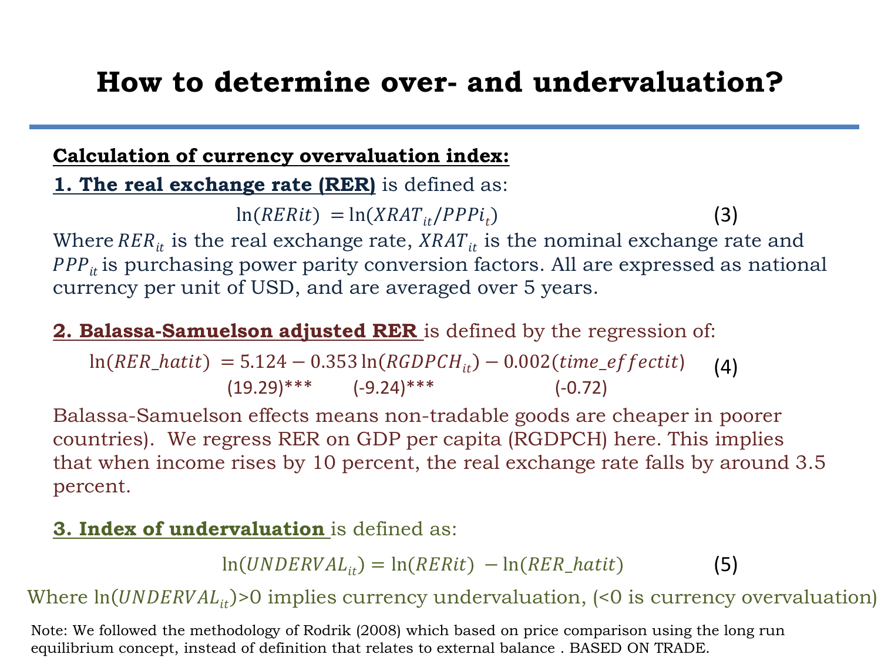# How to determine over- and undervaluation?

**Calculation of currency overvaluation index:**

**1. The real exchange rate (RER)** is defined as:

$$\ln(RERit) = \ln(XRAT_{it}/PPPi_t) \qquad (3)$$

Where $RER_{it}$ is the real exchange rate, $XRAT_{it}$ is the nominal exchange rate and $PPP_{it}$ is purchasing power parity conversion factors. All are expressed as national currency per unit of USD, and are averaged over 5 years.

**2. Balassa-Samuelson adjusted RER** is defined by the regression of:

$$\ln(RER\_hatit) = \underset{(19.29)^{***}}{5.124} - \underset{(-9.24)^{***}}{0.353}\ln(RGDPCH_{it}) - \underset{(-0.72)}{0.002}(time\_effectit) \qquad (4)$$

Balassa-Samuelson effects means non-tradable goods are cheaper in poorer countries). We regress RER on GDP per capita (RGDPCH) here. This implies that when income rises by 10 percent, the real exchange rate falls by around 3.5 percent.

**3. Index of undervaluation** is defined as:

$$\ln(UNDERVAL_{it}) = \ln(RERit) - \ln(RER\_hatit) \qquad (5)$$

Where $\ln(UNDERVAL_{it})$>0 implies currency undervaluation, (<0 is currency overvaluation)

Note: We followed the methodology of Rodrik (2008) which based on price comparison using the long run equilibrium concept, instead of definition that relates to external balance . BASED ON TRADE.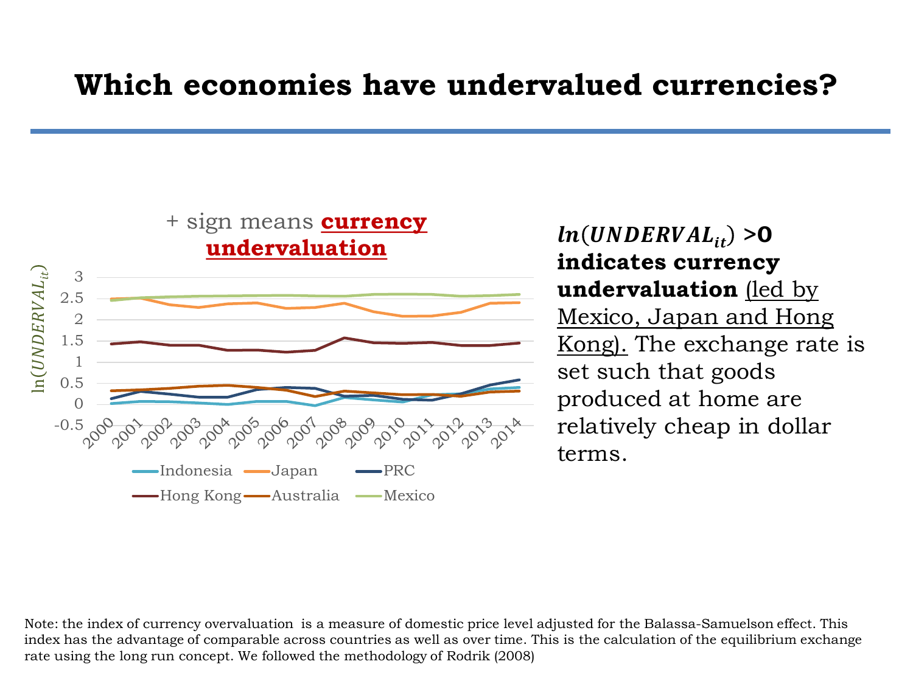# Which economies have undervalued currencies?

+ sign means **currency undervaluation**

$\ln(UNDERVAL_{it})$

3
2.5
2
1.5
1
0.5
0
-0.5

2000 2001 2002 2003 2004 2005 2006 2007 2008 2009 2010 2011 2012 2013 2014

Indonesia Japan PRC Hong Kong Australia Mexico

$\boldsymbol{ln(UNDERVAL_{it})}$ **>0 indicates currency undervaluation** (led by Mexico, Japan and Hong Kong). The exchange rate is set such that goods produced at home are relatively cheap in dollar terms.

Note: the index of currency overvaluation is a measure of domestic price level adjusted for the Balassa-Samuelson effect. This index has the advantage of comparable across countries as well as over time. This is the calculation of the equilibrium exchange rate using the long run concept. We followed the methodology of Rodrik (2008)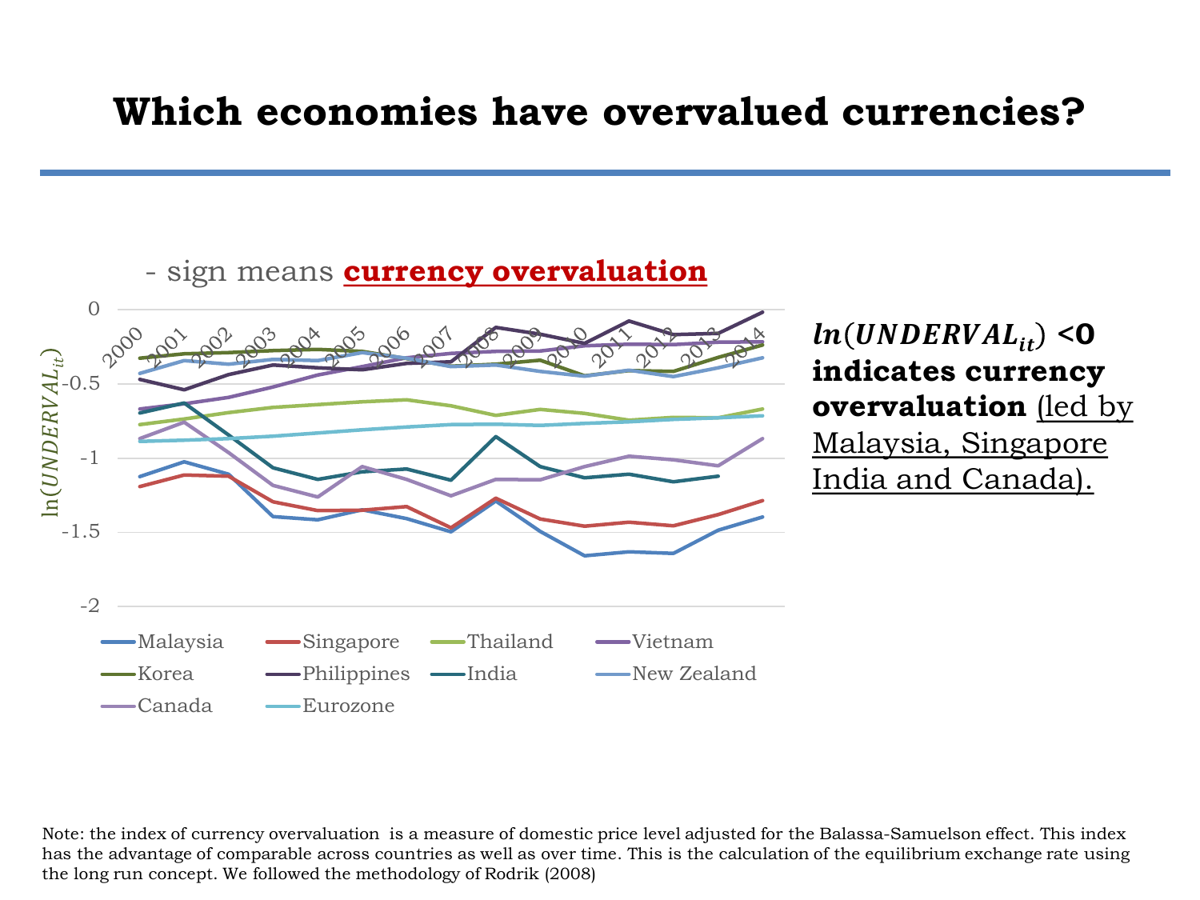# Which economies have overvalued currencies?

- sign means **currency overvaluation**

Chart: $\ln(UNDERVAL_{it})$, 2000–2014

Legend: Malaysia, Singapore, Thailand, Vietnam, Korea, Philippines, India, New Zealand, Canada, Eurozone

$\ln(UNDERVAL_{it}) < 0$ **indicates currency overvaluation** (led by Malaysia, Singapore India and Canada).

Note: the index of currency overvaluation is a measure of domestic price level adjusted for the Balassa-Samuelson effect. This index has the advantage of comparable across countries as well as over time. This is the calculation of the equilibrium exchange rate using the long run concept. We followed the methodology of Rodrik (2008)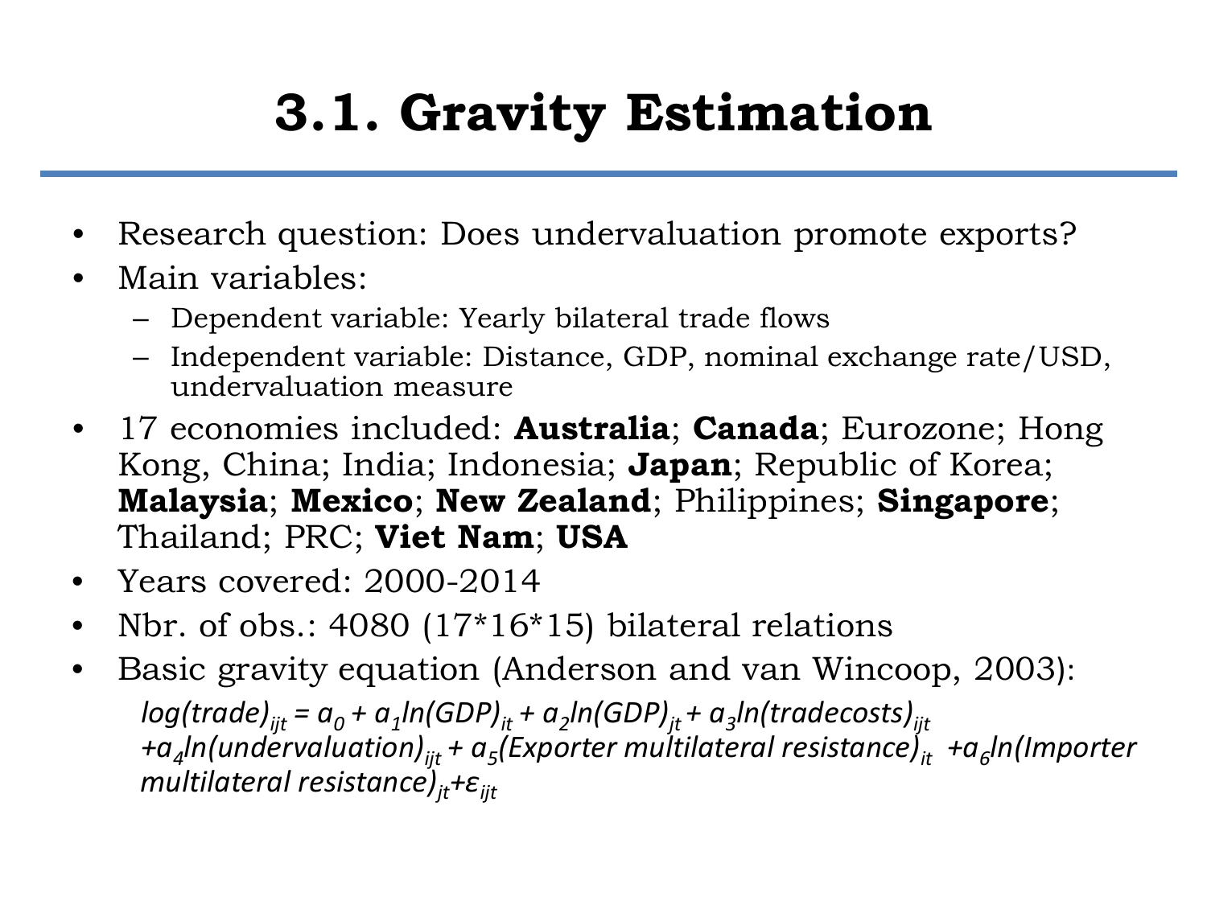# 3.1. Gravity Estimation

- Research question: Does undervaluation promote exports?
- Main variables:
  - Dependent variable: Yearly bilateral trade flows
  - Independent variable: Distance, GDP, nominal exchange rate/USD, undervaluation measure
- 17 economies included: **Australia**; **Canada**; Eurozone; Hong Kong, China; India; Indonesia; **Japan**; Republic of Korea; **Malaysia**; **Mexico**; **New Zealand**; Philippines; **Singapore**; Thailand; PRC; **Viet Nam**; **USA**
- Years covered: 2000-2014
- Nbr. of obs.: 4080 (17*16*15) bilateral relations
- Basic gravity equation (Anderson and van Wincoop, 2003):

$$log(trade)_{ijt} = a_0 + a_1 ln(GDP)_{it} + a_2 ln(GDP)_{jt} + a_3 ln(tradecosts)_{ijt} + a_4 ln(undervaluation)_{ijt} + a_5 (Exporter\ multilateral\ resistance)_{it} + a_6 ln(Importer\ multilateral\ resistance)_{jt} + \varepsilon_{ijt}$$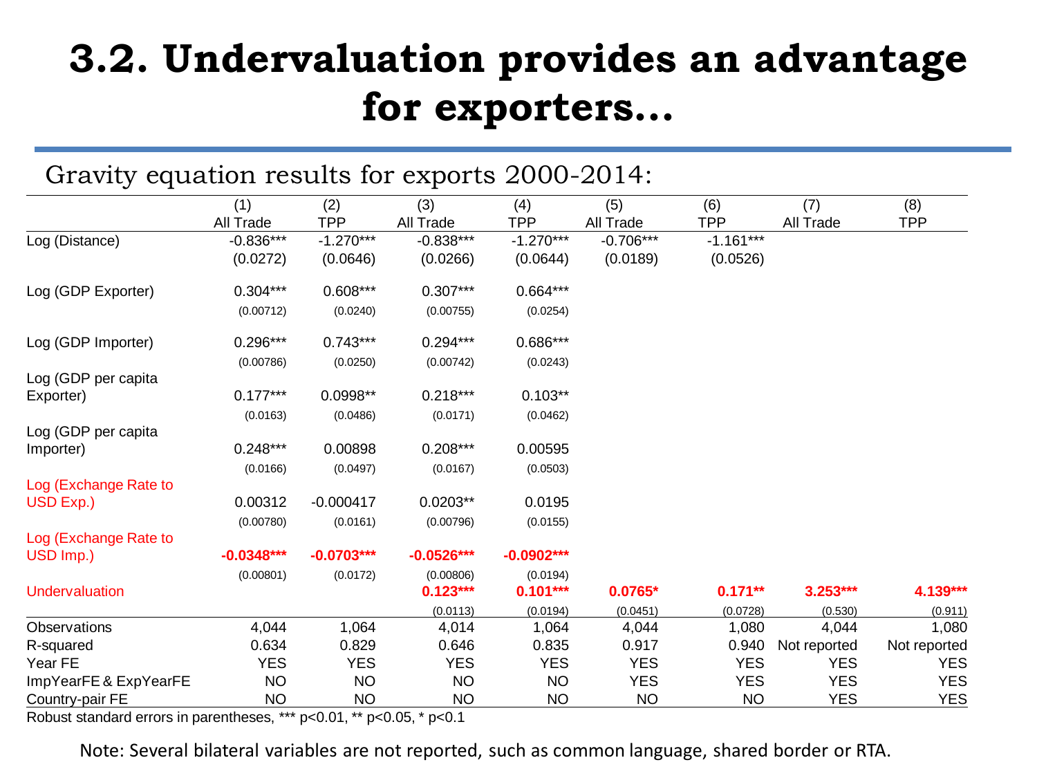# 3.2. Undervaluation provides an advantage for exporters…

Gravity equation results for exports 2000-2014:

| | (1) All Trade | (2) TPP | (3) All Trade | (4) TPP | (5) All Trade | (6) TPP | (7) All Trade | (8) TPP |
|---|---|---|---|---|---|---|---|---|
| Log (Distance) | -0.836*** | -1.270*** | -0.838*** | -1.270*** | -0.706*** | -1.161*** | | |
| | (0.0272) | (0.0646) | (0.0266) | (0.0644) | (0.0189) | (0.0526) | | |
| Log (GDP Exporter) | 0.304*** | 0.608*** | 0.307*** | 0.664*** | | | | |
| | (0.00712) | (0.0240) | (0.00755) | (0.0254) | | | | |
| Log (GDP Importer) | 0.296*** | 0.743*** | 0.294*** | 0.686*** | | | | |
| | (0.00786) | (0.0250) | (0.00742) | (0.0243) | | | | |
| Log (GDP per capita Exporter) | 0.177*** | 0.0998** | 0.218*** | 0.103** | | | | |
| | (0.0163) | (0.0486) | (0.0171) | (0.0462) | | | | |
| Log (GDP per capita Importer) | 0.248*** | 0.00898 | 0.208*** | 0.00595 | | | | |
| | (0.0166) | (0.0497) | (0.0167) | (0.0503) | | | | |
| Log (Exchange Rate to USD Exp.) | 0.00312 | -0.000417 | 0.0203** | 0.0195 | | | | |
| | (0.00780) | (0.0161) | (0.00796) | (0.0155) | | | | |
| Log (Exchange Rate to USD Imp.) | **-0.0348*** ** | **-0.0703*** ** | **-0.0526*** ** | **-0.0902*** ** | | | | |
| | (0.00801) | (0.0172) | (0.00806) | (0.0194) | | | | |
| Undervaluation | | | **0.123*** ** | **0.101*** ** | **0.0765* ** | **0.171** ** | **3.253*** ** | **4.139*** ** |
| | | | (0.0113) | (0.0194) | (0.0451) | (0.0728) | (0.530) | (0.911) |
| Observations | 4,044 | 1,064 | 4,014 | 1,064 | 4,044 | 1,080 | 4,044 | 1,080 |
| R-squared | 0.634 | 0.829 | 0.646 | 0.835 | 0.917 | 0.940 | Not reported | Not reported |
| Year FE | YES | YES | YES | YES | YES | YES | YES | YES |
| ImpYearFE & ExpYearFE | NO | NO | NO | NO | YES | YES | YES | YES |
| Country-pair FE | NO | NO | NO | NO | NO | NO | YES | YES |

Robust standard errors in parentheses, *** p<0.01, ** p<0.05, * p<0.1

Note: Several bilateral variables are not reported, such as common language, shared border or RTA.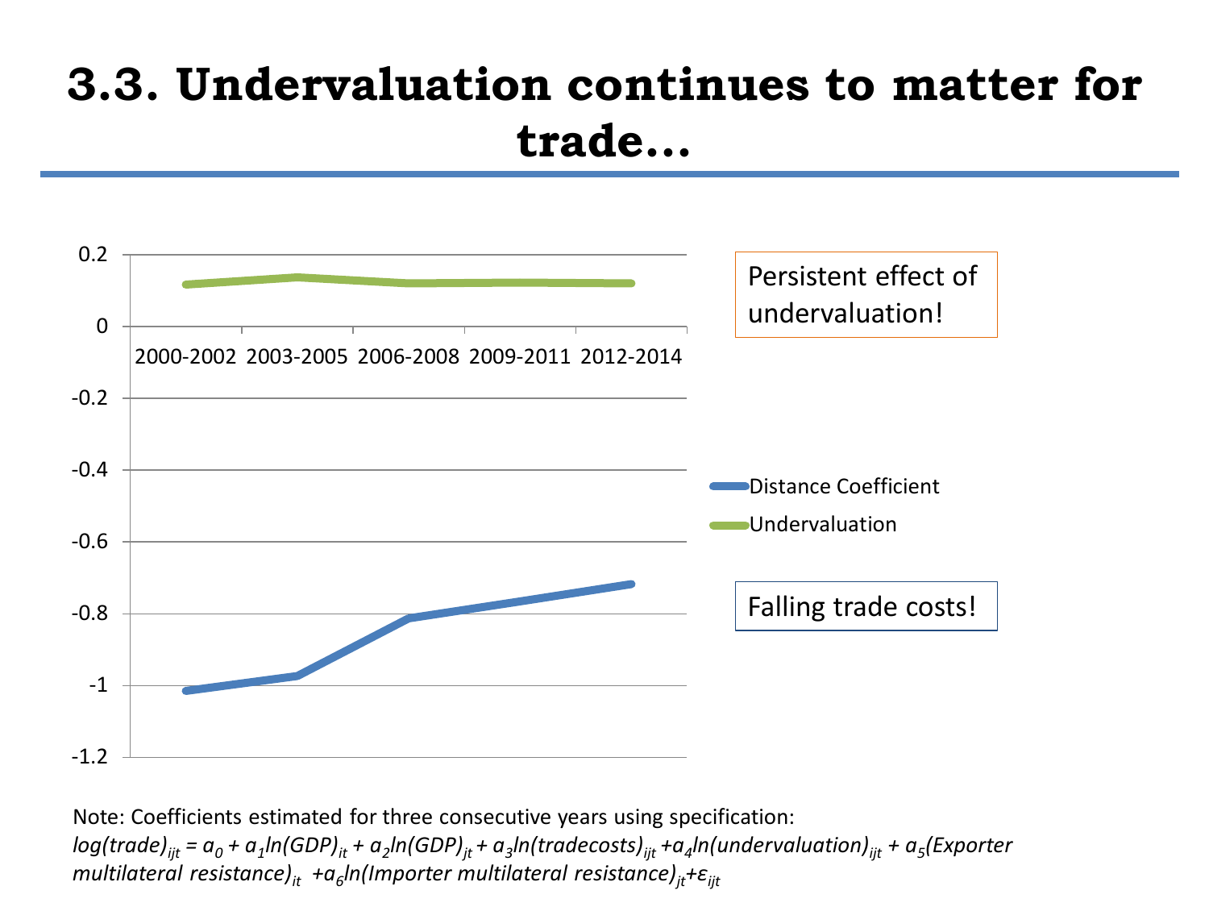# 3.3. Undervaluation continues to matter for trade…

Persistent effect of undervaluation!

Falling trade costs!

- Distance Coefficient
- Undervaluation

Note: Coefficients estimated for three consecutive years using specification:

$$log(trade)_{ijt} = a_0 + a_1 ln(GDP)_{it} + a_2 ln(GDP)_{jt} + a_3 ln(tradecosts)_{ijt} + a_4 ln(undervaluation)_{ijt} + a_5(Exporter\ multilateral\ resistance)_{it} + a_6 ln(Importer\ multilateral\ resistance)_{jt} + \varepsilon_{ijt}$$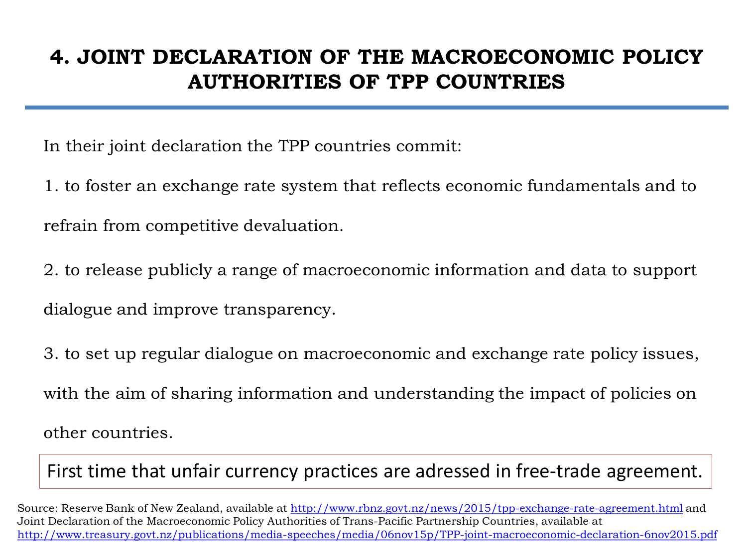# 4. JOINT DECLARATION OF THE MACROECONOMIC POLICY AUTHORITIES OF TPP COUNTRIES

In their joint declaration the TPP countries commit:

1. to foster an exchange rate system that reflects economic fundamentals and to refrain from competitive devaluation.

2. to release publicly a range of macroeconomic information and data to support dialogue and improve transparency.

3. to set up regular dialogue on macroeconomic and exchange rate policy issues, with the aim of sharing information and understanding the impact of policies on other countries.

First time that unfair currency practices are adressed in free-trade agreement.

Source: Reserve Bank of New Zealand, available at http://www.rbnz.govt.nz/news/2015/tpp-exchange-rate-agreement.html and Joint Declaration of the Macroeconomic Policy Authorities of Trans-Pacific Partnership Countries, available at http://www.treasury.govt.nz/publications/media-speeches/media/06nov15p/TPP-joint-macroeconomic-declaration-6nov2015.pdf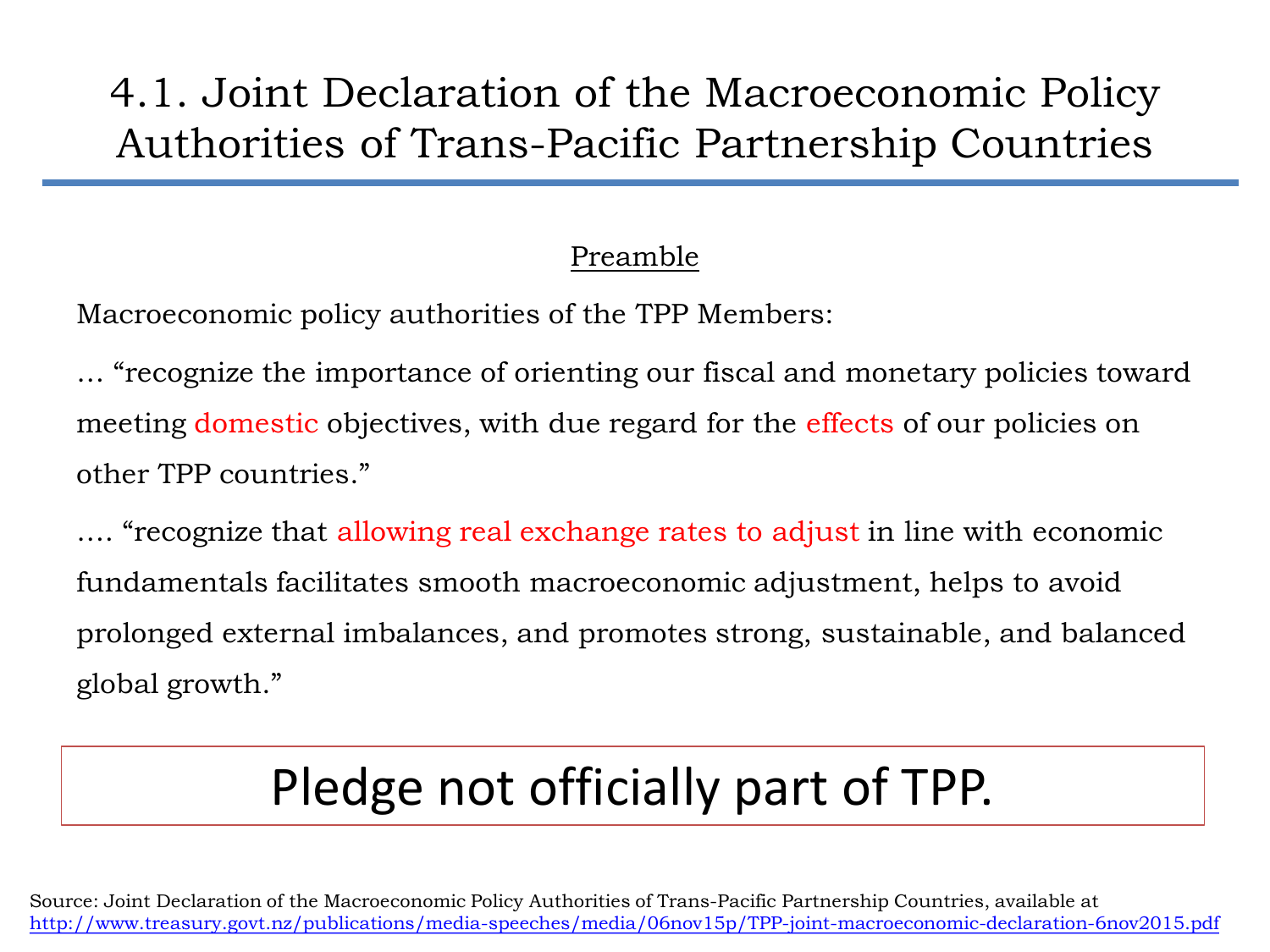# 4.1. Joint Declaration of the Macroeconomic Policy Authorities of Trans-Pacific Partnership Countries

<u>Preamble</u>

Macroeconomic policy authorities of the TPP Members:

… "recognize the importance of orienting our fiscal and monetary policies toward meeting domestic objectives, with due regard for the effects of our policies on other TPP countries."

…. "recognize that allowing real exchange rates to adjust in line with economic fundamentals facilitates smooth macroeconomic adjustment, helps to avoid prolonged external imbalances, and promotes strong, sustainable, and balanced global growth."

**Pledge not officially part of TPP.**

Source: Joint Declaration of the Macroeconomic Policy Authorities of Trans-Pacific Partnership Countries, available at http://www.treasury.govt.nz/publications/media-speeches/media/06nov15p/TPP-joint-macroeconomic-declaration-6nov2015.pdf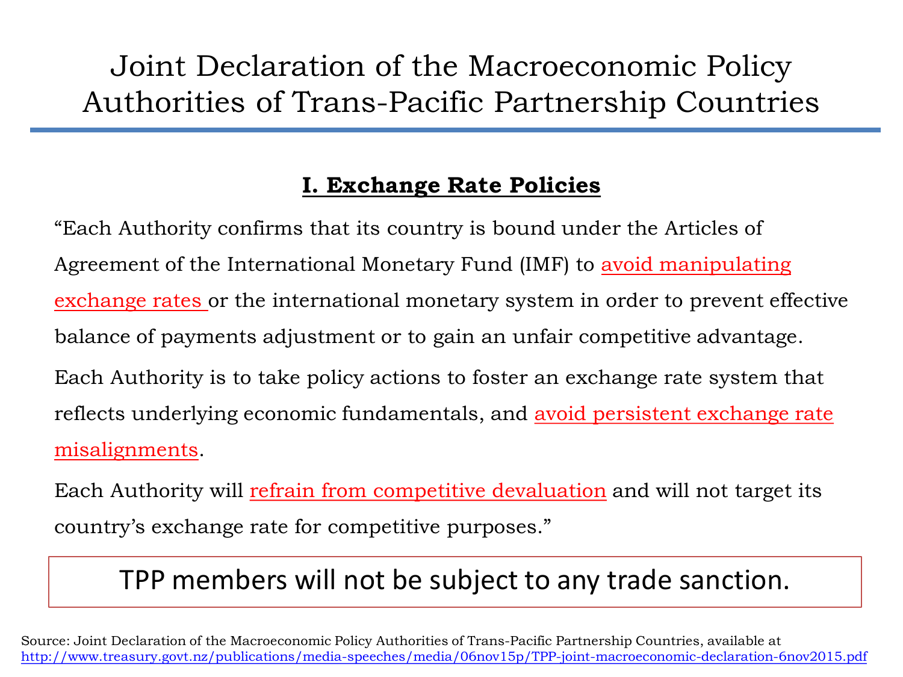# Joint Declaration of the Macroeconomic Policy Authorities of Trans-Pacific Partnership Countries

## I. Exchange Rate Policies

"Each Authority confirms that its country is bound under the Articles of Agreement of the International Monetary Fund (IMF) to avoid manipulating exchange rates or the international monetary system in order to prevent effective balance of payments adjustment or to gain an unfair competitive advantage.

Each Authority is to take policy actions to foster an exchange rate system that reflects underlying economic fundamentals, and avoid persistent exchange rate misalignments.

Each Authority will refrain from competitive devaluation and will not target its country's exchange rate for competitive purposes."

**TPP members will not be subject to any trade sanction.**

Source: Joint Declaration of the Macroeconomic Policy Authorities of Trans-Pacific Partnership Countries, available at http://www.treasury.govt.nz/publications/media-speeches/media/06nov15p/TPP-joint-macroeconomic-declaration-6nov2015.pdf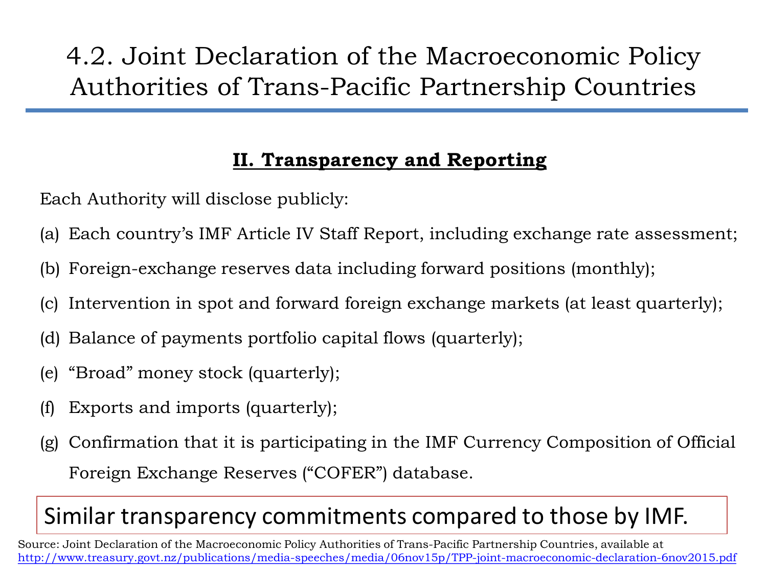# 4.2. Joint Declaration of the Macroeconomic Policy Authorities of Trans-Pacific Partnership Countries

## II. Transparency and Reporting

Each Authority will disclose publicly:

(a) Each country's IMF Article IV Staff Report, including exchange rate assessment;

(b) Foreign-exchange reserves data including forward positions (monthly);

(c) Intervention in spot and forward foreign exchange markets (at least quarterly);

(d) Balance of payments portfolio capital flows (quarterly);

(e) "Broad" money stock (quarterly);

(f) Exports and imports (quarterly);

(g) Confirmation that it is participating in the IMF Currency Composition of Official Foreign Exchange Reserves ("COFER") database.

Similar transparency commitments compared to those by IMF.

Source: Joint Declaration of the Macroeconomic Policy Authorities of Trans-Pacific Partnership Countries, available at http://www.treasury.govt.nz/publications/media-speeches/media/06nov15p/TPP-joint-macroeconomic-declaration-6nov2015.pdf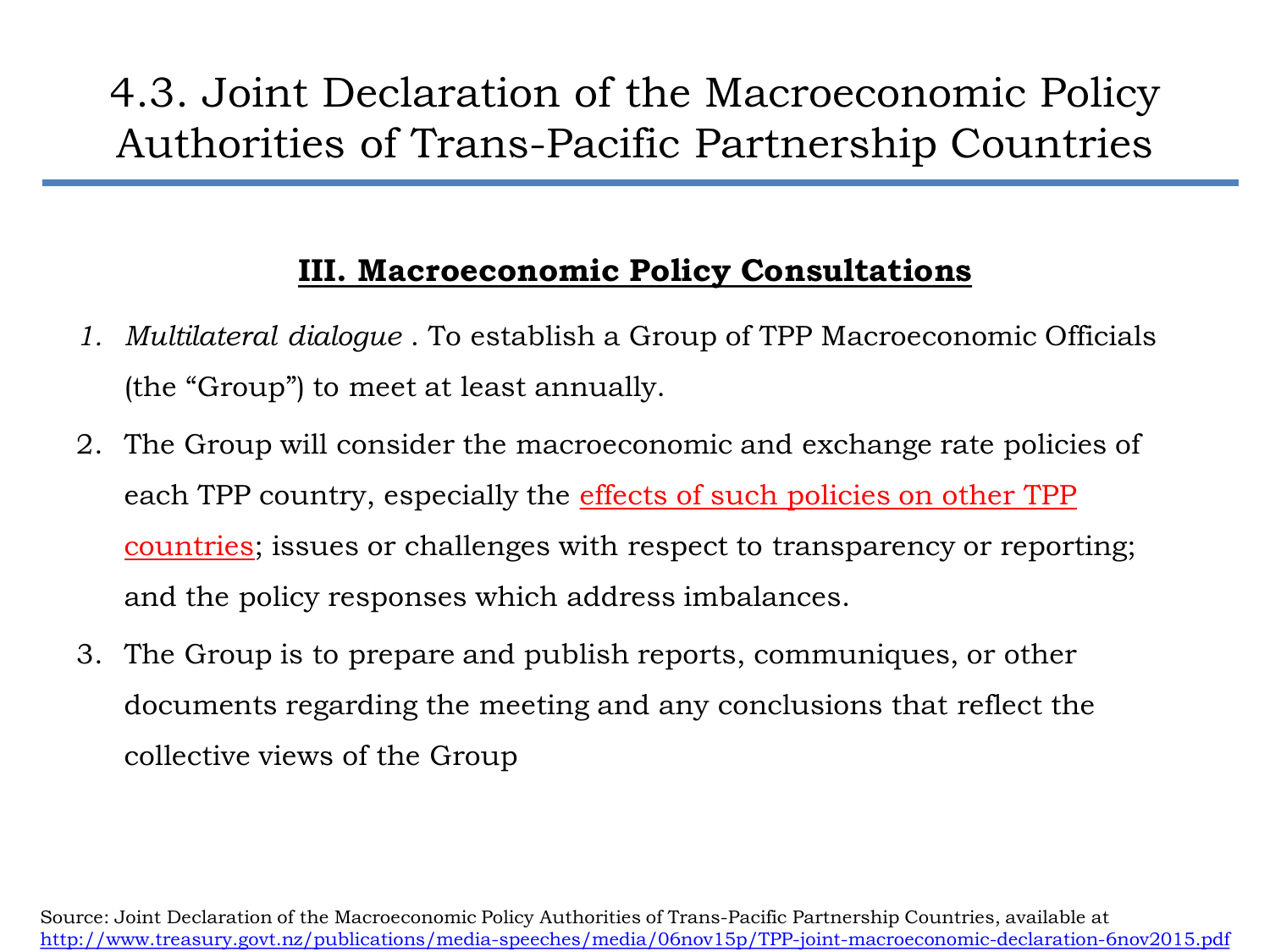# 4.3. Joint Declaration of the Macroeconomic Policy Authorities of Trans-Pacific Partnership Countries

## III. Macroeconomic Policy Consultations

1. *Multilateral dialogue* . To establish a Group of TPP Macroeconomic Officials (the "Group") to meet at least annually.
2. The Group will consider the macroeconomic and exchange rate policies of each TPP country, especially the effects of such policies on other TPP countries; issues or challenges with respect to transparency or reporting; and the policy responses which address imbalances.
3. The Group is to prepare and publish reports, communiques, or other documents regarding the meeting and any conclusions that reflect the collective views of the Group

Source: Joint Declaration of the Macroeconomic Policy Authorities of Trans-Pacific Partnership Countries, available at http://www.treasury.govt.nz/publications/media-speeches/media/06nov15p/TPP-joint-macroeconomic-declaration-6nov2015.pdf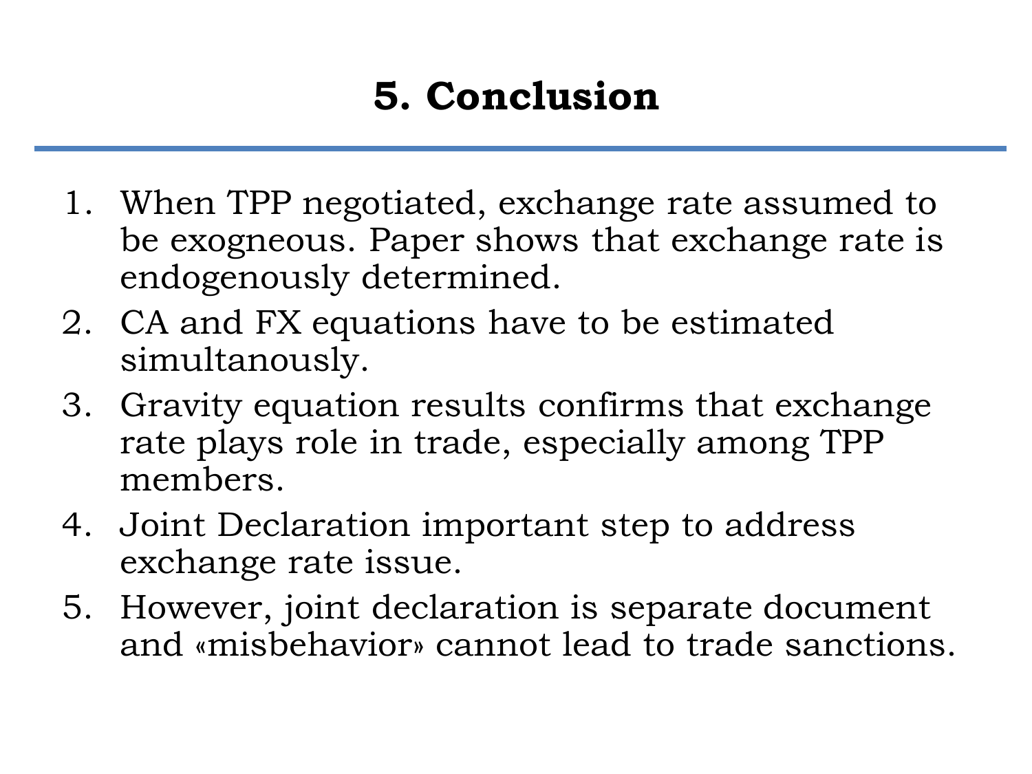# 5. Conclusion

1. When TPP negotiated, exchange rate assumed to be exogneous. Paper shows that exchange rate is endogenously determined.
2. CA and FX equations have to be estimated simultanously.
3. Gravity equation results confirms that exchange rate plays role in trade, especially among TPP members.
4. Joint Declaration important step to address exchange rate issue.
5. However, joint declaration is separate document and «misbehavior» cannot lead to trade sanctions.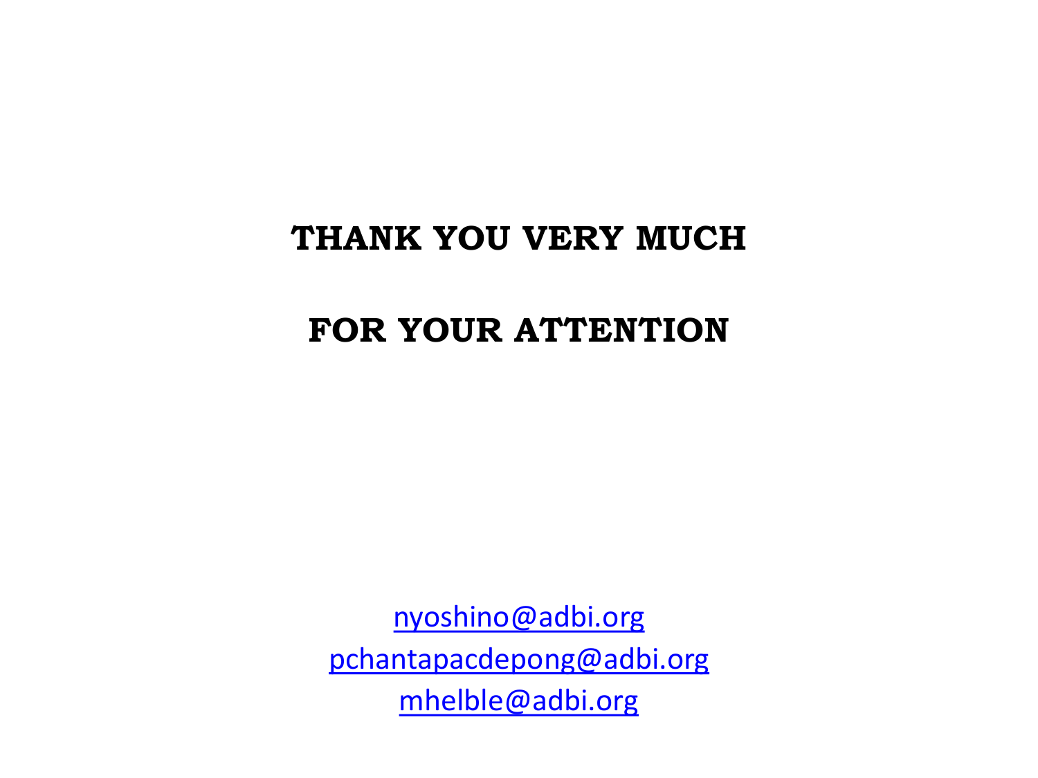**THANK YOU VERY MUCH**

**FOR YOUR ATTENTION**

nyoshino@adbi.org
pchantapacdepong@adbi.org
mhelble@adbi.org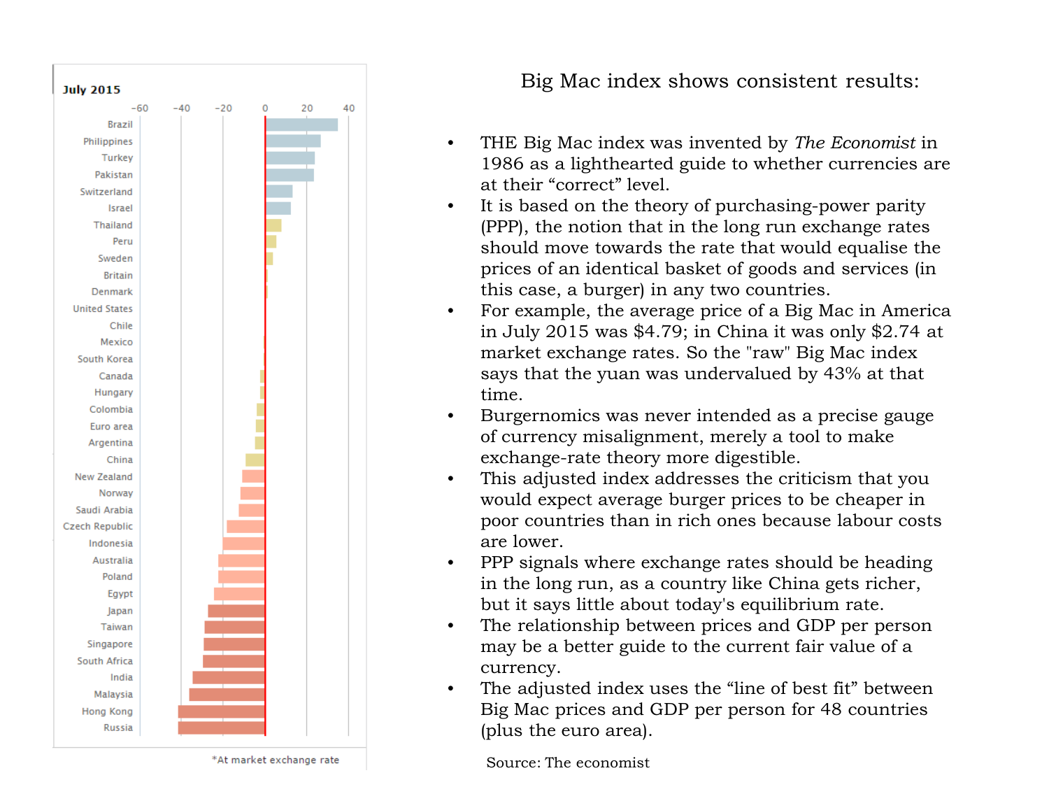July 2015

-60 -40 -20 0 20 40

Brazil
Philippines
Turkey
Pakistan
Switzerland
Israel
Thailand
Peru
Sweden
Britain
Denmark
United States
Chile
Mexico
South Korea
Canada
Hungary
Colombia
Euro area
Argentina
China
New Zealand
Norway
Saudi Arabia
Czech Republic
Indonesia
Australia
Poland
Egypt
Japan
Taiwan
Singapore
South Africa
India
Malaysia
Hong Kong
Russia

*At market exchange rate

# Big Mac index shows consistent results:

- THE Big Mac index was invented by *The Economist* in 1986 as a lighthearted guide to whether currencies are at their "correct" level.
- It is based on the theory of purchasing-power parity (PPP), the notion that in the long run exchange rates should move towards the rate that would equalise the prices of an identical basket of goods and services (in this case, a burger) in any two countries.
- For example, the average price of a Big Mac in America in July 2015 was \$4.79; in China it was only \$2.74 at market exchange rates. So the "raw" Big Mac index says that the yuan was undervalued by 43% at that time.
- Burgernomics was never intended as a precise gauge of currency misalignment, merely a tool to make exchange-rate theory more digestible.
- This adjusted index addresses the criticism that you would expect average burger prices to be cheaper in poor countries than in rich ones because labour costs are lower.
- PPP signals where exchange rates should be heading in the long run, as a country like China gets richer, but it says little about today's equilibrium rate.
- The relationship between prices and GDP per person may be a better guide to the current fair value of a currency.
- The adjusted index uses the "line of best fit" between Big Mac prices and GDP per person for 48 countries (plus the euro area).

Source: The economist